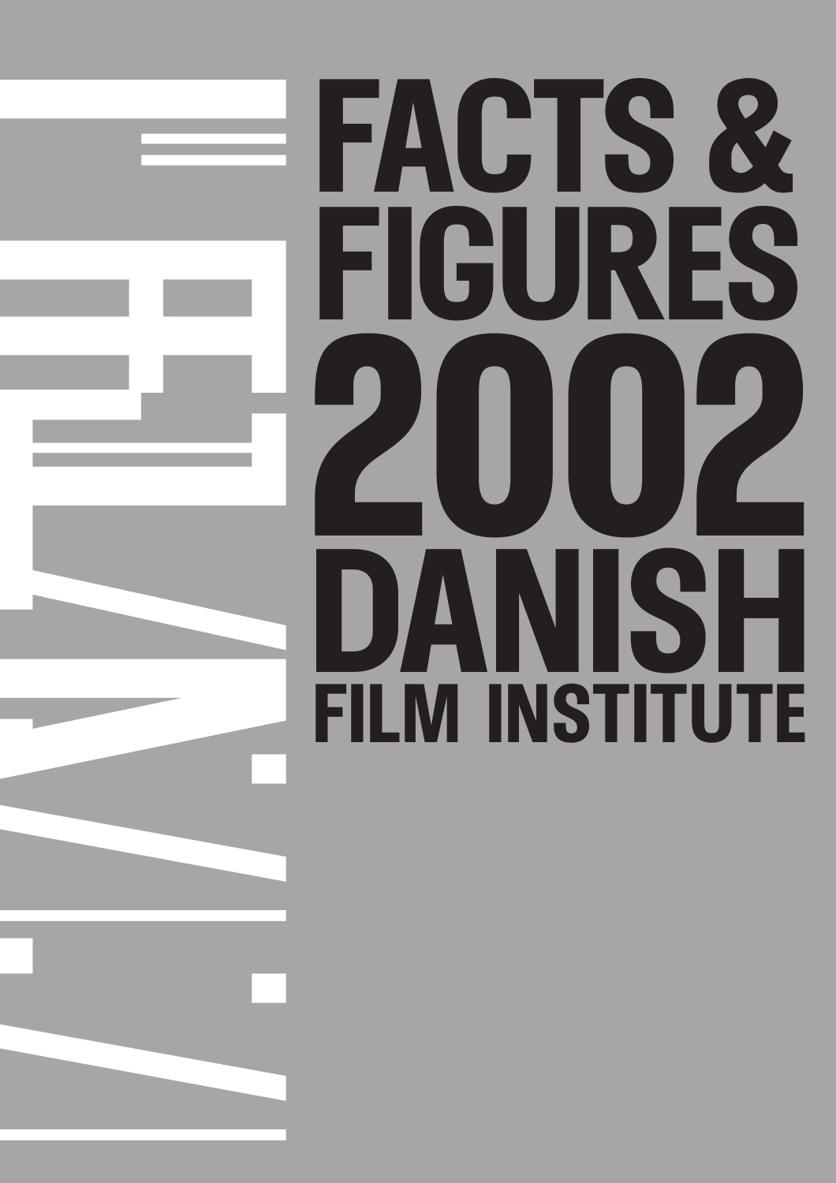# FACTS & FIGURES 2002 DANISH FILM INSTITUTE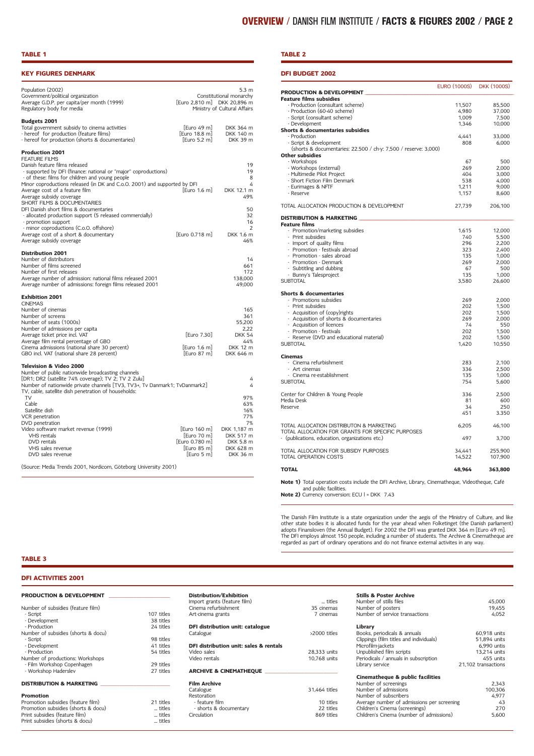## TABLE 1

### KEY FIGURES DENMARK

| | | |
|---|---|---|
| Population (2002) | | 5.3 m |
| Government/political organization | | Constitutional monarchy |
| Average G.D.P. per capita/per month (1999) | [Euro 2,810 m] | DKK 20,896 m |
| Regulatory body for media | | Ministry of Cultural Affairs |
| **Budgets 2001** | | |
| Total government subsidy to cinema activities | [Euro 49 m] | DKK 364 m |
| - hereof for production (feature films) | [Euro 18.8 m] | DKK 140 m |
| - hereof for production (shorts & documentaries) | [Euro 5.2 m] | DKK 39 m |
| **Production 2001** | | |
| FEATURE FILMS | | |
| Danish feature films released | | 19 |
| - supported by DFI (finance: national or "major" coproductions) | | 19 |
| - of these: films for children and young people | | 8 |
| Minor coproductions released (in DK and C.o.O. 2001) and supported by DFI | | 4 |
| Average cost of a feature film | [Euro 1.6 m] | DKK 12.1 m |
| Average subsidy coverage | | 49% |
| SHORT FILMS & DOCUMENTARIES | | |
| DFI Danish short films & documentaries | | 50 |
| - allocated production support (5 released commercially) | | 32 |
| - promotion support | | 16 |
| - minor coproductions (C.o.O. offshore) | | 2 |
| Average cost of a short & documentary | [Euro 0.718 m] | DKK 1.6 m |
| Average subsidy coverage | | 46% |
| **Distribution 2001** | | |
| Number of distributors | | 14 |
| Number of films screened | | 661 |
| Number of first releases | | 172 |
| Average number of admission: national films released 2001 | | 138,000 |
| Average number of admissions: foreign films released 2001 | | 49,000 |
| **Exhibition 2001** | | |
| CINEMAS | | |
| Number of cinemas | | 165 |
| Number of screens | | 361 |
| Number of seats (1000s) | | 55,200 |
| Number of admissions per capita | | 2,22 |
| Average ticket price incl. VAT | [Euro 7.30] | DKK 54 |
| Average film rental percentage of GBO | | 44% |
| Cinema admissions (national share 30 percent) | [Euro 1.6 m] | DKK 12 m |
| GBO incl. VAT (national share 28 percent) | [Euro 87 m] | DKK 646 m |
| **Television & Video 2000** | | |
| Number of public nationwide broadcasting channels [DR1; DR2 (satellite 74% coverage); TV 2; TV 2 Zulu] | | 4 |
| Number of nationwide private channels [TV3, TV3+, Tv Danmark1; TvDanmark2] | | 4 |
| TV, cable, satellite dish penetration of households: | | |
| TV | | 97% |
| Cable | | 63% |
| Satellite dish | | 16% |
| VCR penetration | | 77% |
| DVD penetration | | 7% |
| Video software market revenue (1999) | [Euro 160 m] | DKK 1,187 m |
| VHS rentals | [Euro 70 m] | DKK 517 m |
| DVD rentals | [Euro 0.780 m] | DKK 5.8 m |
| VHS sales revenue | [Euro 85 m] | DKK 628 m |
| DVD sales revenue | [Euro 5 m] | DKK 36 m |

(Source: Media Trends 2001, Nordicom, Göteborg University 2001)

## TABLE 2

### DFI BUDGET 2002

| | EURO (1000S) | DKK (1000S) |
|---|---|---|
| **PRODUCTION & DEVELOPMENT** | | |
| **Feature films subsidies** | | |
| - Production (consultant scheme) | 11,507 | 85,500 |
| - Production (60-40 scheme) | 4,980 | 37,000 |
| - Script (consultant scheme) | 1,009 | 7,500 |
| - Development | 1,346 | 10,000 |
| **Shorts & documentaries subsidies** | | |
| - Production | 4,441 | 33,000 |
| - Script & development | 808 | 6,000 |
| (shorts & documentaries: 22.500 / ch-y: 7,500 / reserve: 3,000) | | |
| **Other subsidies** | | |
| - Workshops | 67 | 500 |
| - Workshops (external) | 269 | 2,000 |
| - Multimedie Pilot Project | 404 | 3,000 |
| - Short Fiction Film Denmark | 538 | 4,000 |
| - Eurimages & NFTF | 1,211 | 9,000 |
| - Reserve | 1,157 | 8,600 |
| TOTAL ALLOCATION PRODUCTION & DEVELOPMENT | 27,739 | 206,100 |
| **DISTRIBUTION & MARKETING** | | |
| **Feature films** | | |
| - Promotion/marketing subsidies | 1,615 | 12,000 |
| - Print subsidies | 740 | 5,500 |
| - Import of quality films | 296 | 2,200 |
| - Promotion - festivals abroad | 323 | 2,400 |
| - Promotion - sales abroad | 135 | 1,000 |
| - Promotion - Denmark | 269 | 2,000 |
| - Subtitling and dubbing | 67 | 500 |
| - Bunny's Talesproject | 135 | 1,000 |
| SUBTOTAL | 3,580 | 26,600 |
| **Shorts & documentaries** | | |
| - Promotions subsidies | 269 | 2,000 |
| - Print subsidies | 202 | 1,500 |
| - Acquisition of (copy)rights | 202 | 1,500 |
| - Acquisition of shorts & documentaries | 269 | 2,000 |
| - Acquisition of licences | 74 | 550 |
| - Promotion - festivals | 202 | 1,500 |
| - Reserve (DVD and educational material) | 202 | 1,500 |
| SUBTOTAL | 1,420 | 10,550 |
| **Cinemas** | | |
| - Cinema refurbishment | 283 | 2,100 |
| - Art cinemas | 336 | 2,500 |
| - Cinema re-establishment | 135 | 1,000 |
| SUBTOTAL | 754 | 5,600 |
| Center for Children & Young People | 336 | 2,500 |
| Media Desk | 81 | 600 |
| Reserve | 34 | 250 |
| | 451 | 3.350 |
| TOTAL ALLOCATION DISTRIBUTON & MARKETING | 6,205 | 46,100 |
| TOTAL ALLOCATION FOR GRANTS FOR SPECIFIC PURPOSES - (publications, education, organizations etc.) | 497 | 3,700 |
| TOTAL ALLOCATION FOR SUBSIDY PURPOSES | 34,441 | 255,900 |
| TOTAL OPERATION COSTS | 14,522 | 107,900 |
| **TOTAL** | **48,964** | **363,800** |

**Note 1)** Total operation costs include the DFI Archive, Library, Cinematheque, Videotheque, Café and public facilities.
**Note 2)** Currency conversion: ECU l = DKK 7.43

The Danish Film Institute is a state organization under the aegis of the Ministry of Culture, and like other state bodies it is allocated funds for the year ahead when Folketinget (the Danish parliament) adopts Finansloven (the Annual Budget). For 2002 the DFI was granted DKK 364 m [Euro 49 m]. The DFI employs almost 150 people, including a number of students. The Archive & Cinematheque are regarded as part of ordinary operations and do not finance external activites in any way.

## TABLE 3

### DFI ACTIVITIES 2001

| **PRODUCTION & DEVELOPMENT** | |
|---|---|
| Number of subsidies (feature film) | |
| - Script | 107 titles |
| - Development | 38 titles |
| - Production | 24 titles |
| Number of subsidies (shorts & docu) | |
| - Script | 98 titles |
| - Development | 41 titles |
| - Production | 54 titles |
| Number of productions: Workshops | |
| - Film Workshop Copenhagen | 29 titles |
| - Workshop Haderslev | 27 titles |
| **DISTRIBUTION & MARKETING** | |
| **Promotion** | |
| Promotion subsidies (feature film) | 21 titles |
| Promotion subsidies (shorts & docu) | ... titles |
| Print subsidies (feature film) | ... titles |
| Print subsidies (shorts & docu) | ... titles |

| **Distribution/Exhibition** | |
|---|---|
| Import grants (feature film) | ... titles |
| Cinema refurbishment | 35 cinemas |
| Art-cinema grants | 7 cinemas |
| **DFI distribution unit: catalogue** | |
| Catalogue | >2000 titles |
| **DFI distribution unit: sales & rentals** | |
| Video sales | 28,333 units |
| Video rentals | 10,768 units |
| **ARCHIVE & CINEMATHEQUE** | |
| **Film Archive** | |
| Catalogue | 31,464 titles |
| Restoration | |
| - feature film | 10 titles |
| - shorts & documentary | 22 titles |
| Circulation | 869 titles |

| **Stills & Poster Archive** | |
|---|---|
| Number of stills files | 45,000 |
| Number of posters | 19,455 |
| Number of service transactions | 4,052 |
| **Library** | |
| Books, periodicals & annuals | 60,918 units |
| Clippings (film titles and individuals) | 51,894 units |
| Microfilm-jackets | 6,990 untis |
| Unpublished film scripts | 13,214 units |
| Periodicals / annuals in subscription | 455 units |
| Library service | 21,102 transactions |
| **Cinematheque & public facilities** | |
| Number of screenings | 2,343 |
| Number of admissions | 100,306 |
| Number of subscribers | 4,977 |
| Average number of admissions per screening | 43 |
| Children's Cinema (screenings) | 270 |
| Children's Cinema (number of admissions) | 5,600 |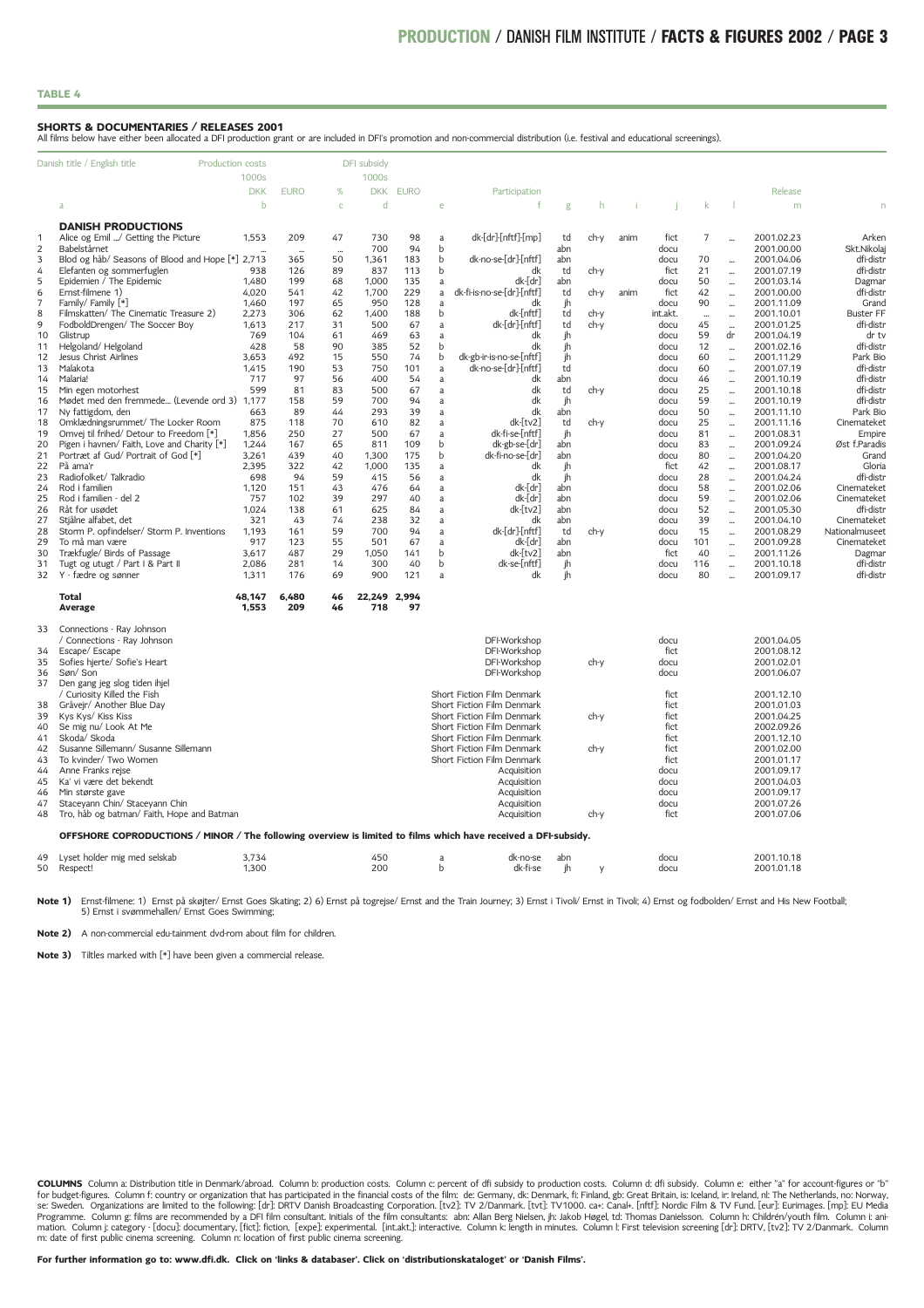**TABLE 4**

## SHORTS & DOCUMENTARIES / RELEASES 2001

All films below have either been allocated a DFI production grant or are included in DFI's promotion and non-commercial distribution (i.e. festival and educational screenings).

| | Danish title / English title | Production costs | | | DFI subsidy | | | | | | | | | | | Release | |
|---|---|---|---|---|---|---|---|---|---|---|---|---|---|---|---|---|---|
| | | 1000s | | | 1000s | | | | | | | | | | | | |
| | | DKK | EURO | % | DKK | EURO | | Participation | | | | | | | | | |
| | a | b | | c | d | | e | f | g | h | i | j | k | l | | m | n |
| | **DANISH PRODUCTIONS** | | | | | | | | | | | | | | | | |
| 1 | Alice og Emil .../ Getting the Picture | 1,553 | 209 | 47 | 730 | 98 | a | dk-[dr]-[nftf]-[mp] | td | ch-y | anim | fict | 7 | ... | | 2001.02.23 | Arken |
| 2 | Babelstårnet | ... | ... | ... | 700 | 94 | b | | abn | | | docu | | | | 2001.00.00 | Skt.Nikolaj |
| 3 | Blod og håb/ Seasons of Blood and Hope [*] | 2,713 | 365 | 50 | 1,361 | 183 | b | dk-no-se-[dr]-[nftf] | abn | | | docu | 70 | ... | | 2001.04.06 | dfi-distr |
| 4 | Elefanten og sommerfuglen | 938 | 126 | 89 | 837 | 113 | b | dk | td | ch-y | | fict | 21 | ... | | 2001.07.19 | dfi-distr |
| 5 | Epidemien / The Epidemic | 1,480 | 199 | 68 | 1,000 | 135 | a | dk-[dr] | abn | | | docu | 50 | ... | | 2001.03.14 | Dagmar |
| 6 | Ernst-filmene 1) | 4,020 | 541 | 42 | 1,700 | 229 | a | dk-fi-is-no-se-[dr]-[nftf] | td | ch-y | anim | fict | 42 | ... | | 2001.00.00 | dfi-distr |
| 7 | Family/ Family [*] | 1,460 | 197 | 65 | 950 | 128 | a | dk | jh | | | docu | 90 | ... | | 2001.11.09 | Grand |
| 8 | Filmskatten/ The Cinematic Treasure 2) | 2,273 | 306 | 62 | 1,400 | 188 | b | dk-[nftf] | td | ch-y | | int.akt. | ... | ... | | 2001.10.01 | Buster FF |
| 9 | FodboldDrengen/ The Soccer Boy | 1,613 | 217 | 31 | 500 | 67 | a | dk-[dr]-[nftf] | td | ch-y | | docu | 45 | ... | | 2001.01.25 | dfi-distr |
| 10 | Glistrup | 769 | 104 | 61 | 469 | 63 | a | dk | jh | | | docu | 59 | dr | | 2001.04.19 | dr tv |
| 11 | Helgoland/ Helgoland | 428 | 58 | 90 | 385 | 52 | b | dk | jh | | | docu | 12 | ... | | 2001.02.16 | dfi-distr |
| 12 | Jesus Christ Airlines | 3,653 | 492 | 15 | 550 | 74 | b | dk-gb-ir-is-no-se-[nftf] | jh | | | docu | 60 | ... | | 2001.11.29 | Park Bio |
| 13 | Malakota | 1,415 | 190 | 53 | 750 | 101 | a | dk-no-se-[dr]-[nftf] | td | | | docu | 60 | ... | | 2001.07.19 | dfi-distr |
| 14 | Malaria! | 717 | 97 | 56 | 400 | 54 | a | dk | abn | | | docu | 46 | ... | | 2001.10.19 | dfi-distr |
| 15 | Min egen motorhest | 599 | 81 | 83 | 500 | 67 | a | dk | td | ch-y | | docu | 25 | ... | | 2001.10.18 | dfi-distr |
| 16 | Mødet med den fremmede... (Levende ord 3) | 1,177 | 158 | 59 | 700 | 94 | a | dk | jh | | | docu | 59 | ... | | 2001.10.19 | dfi-distr |
| 17 | Ny fattigdom, den | 663 | 89 | 44 | 293 | 39 | a | dk | abn | | | docu | 50 | ... | | 2001.11.10 | Park Bio |
| 18 | Omklædningsrummet/ The Locker Room | 875 | 118 | 70 | 610 | 82 | a | dk-[tv2] | td | ch-y | | docu | 25 | ... | | 2001.11.16 | Cinemateket |
| 19 | Omvej til frihed/ Detour to Freedom [*] | 1,856 | 250 | 27 | 500 | 67 | a | dk-fi-se-[nftf] | jh | | | docu | 81 | ... | | 2001.08.31 | Empire |
| 20 | Pigen i havnen/ Faith, Love and Charity [*] | 1,244 | 167 | 65 | 811 | 109 | b | dk-gb-se-[dr] | abn | | | docu | 83 | ... | | 2001.09.24 | Øst f.Paradis |
| 21 | Portræt af Gud/ Portrait of God [*] | 3,261 | 439 | 40 | 1,300 | 175 | b | dk-fi-no-se-[dr] | abn | | | docu | 80 | ... | | 2001.04.20 | Grand |
| 22 | På ama'r | 2,395 | 322 | 42 | 1,000 | 135 | a | dk | jh | | | fict | 42 | ... | | 2001.08.17 | Gloria |
| 23 | Radiofolket/ Talkradio | 698 | 94 | 59 | 415 | 56 | a | dk | jh | | | docu | 28 | ... | | 2001.04.24 | dfi-distr |
| 24 | Rod i familien | 1,120 | 151 | 43 | 476 | 64 | a | dk-[dr] | abn | | | docu | 58 | ... | | 2001.02.06 | Cinemateket |
| 25 | Rod i familien - del 2 | 757 | 102 | 39 | 297 | 40 | a | dk-[dr] | abn | | | docu | 59 | ... | | 2001.02.06 | Cinemateket |
| 26 | Råt for usødet | 1,024 | 138 | 61 | 625 | 84 | a | dk-[tv2] | abn | | | docu | 52 | ... | | 2001.05.30 | dfi-distr |
| 27 | Stjålne alfabet, det | 321 | 43 | 74 | 238 | 32 | a | dk | abn | | | docu | 39 | ... | | 2001.04.10 | Cinemateket |
| 28 | Storm P. opfindelser/ Storm P. Inventions | 1,193 | 161 | 59 | 700 | 94 | a | dk-[dr]-[nftf] | td | ch-y | | docu | 15 | ... | | 2001.08.29 | Nationalmuseet |
| 29 | To må man være | 917 | 123 | 55 | 501 | 67 | a | dk-[dr] | abn | | | docu | 101 | ... | | 2001.09.28 | Cinemateket |
| 30 | Trækfugle/ Birds of Passage | 3,617 | 487 | 29 | 1,050 | 141 | b | dk-[tv2] | abn | | | fict | 40 | ... | | 2001.11.26 | Dagmar |
| 31 | Tugt og utugt / Part I & Part II | 2,086 | 281 | 14 | 300 | 40 | b | dk-se-[nftf] | jh | | | docu | 116 | ... | | 2001.10.18 | dfi-distr |
| 32 | Y - fædre og sønner | 1,311 | 176 | 69 | 900 | 121 | a | dk | jh | | | docu | 80 | ... | | 2001.09.17 | dfi-distr |
| | **Total** | **48,147** | **6,480** | **46** | **22,249** | **2,994** | | | | | | | | | | | |
| | **Average** | **1,553** | **209** | **46** | **718** | **97** | | | | | | | | | | | |
| 33 | Connections - Ray Johnson / Connections - Ray Johnson | | | | | | | DFI-Workshop | | | | docu | | | | 2001.04.05 | |
| 34 | Escape/ Escape | | | | | | | DFI-Workshop | | | | fict | | | | 2001.08.12 | |
| 35 | Sofies hjerte/ Sofie's Heart | | | | | | | DFI-Workshop | | ch-y | | docu | | | | 2001.02.01 | |
| 36 | Søn/ Son | | | | | | | DFI-Workshop | | | | docu | | | | 2001.06.07 | |
| 37 | Den gang jeg slog tiden ihjel / Curiosity Killed the Fish | | | | | | | Short Fiction Film Denmark | | | | fict | | | | 2001.12.10 | |
| 38 | Gråvejr/ Another Blue Day | | | | | | | Short Fiction Film Denmark | | | | fict | | | | 2001.01.03 | |
| 39 | Kys Kys/ Kiss Kiss | | | | | | | Short Fiction Film Denmark | | ch-y | | fict | | | | 2001.04.25 | |
| 40 | Se mig nu/ Look At Me | | | | | | | Short Fiction Film Denmark | | | | fict | | | | 2002.09.26 | |
| 41 | Skoda/ Skoda | | | | | | | Short Fiction Film Denmark | | | | fict | | | | 2001.12.10 | |
| 42 | Susanne Sillemann/ Susanne Sillemann | | | | | | | Short Fiction Film Denmark | | ch-y | | fict | | | | 2001.02.00 | |
| 43 | To kvinder/ Two Women | | | | | | | Short Fiction Film Denmark | | | | fict | | | | 2001.01.17 | |
| 44 | Anne Franks rejse | | | | | | | Acquisition | | | | docu | | | | 2001.09.17 | |
| 45 | Ka' vi være det bekendt | | | | | | | Acquisition | | | | docu | | | | 2001.04.03 | |
| 46 | Min største gave | | | | | | | Acquisition | | | | docu | | | | 2001.09.17 | |
| 47 | Staceyann Chin/ Staceyann Chin | | | | | | | Acquisition | | | | docu | | | | 2001.07.26 | |
| 48 | Tro, håb og batman/ Faith, Hope and Batman | | | | | | | Acquisition | | ch-y | | fict | | | | 2001.07.06 | |
| | **OFFSHORE COPRODUCTIONS / MINOR / The following overview is limited to films which have received a DFI-subsidy.** | | | | | | | | | | | | | | | | |
| 49 | Lyset holder mig med selskab | 3,734 | | | 450 | | a | dk-no-se | abn | | | docu | | | | 2001.10.18 | |
| 50 | Respect! | 1,300 | | | 200 | | b | dk-fi-se | jh | y | | docu | | | | 2001.01.18 | |

**Note 1)** Ernst-filmene: 1) Ernst på skøjter/ Ernst Goes Skating; 2) 6) Ernst på togrejse/ Ernst and the Train Journey; 3) Ernst i Tivoli/ Ernst in Tivoli; 4) Ernst og fodbolden/ Ernst and His New Football; 5) Ernst i svømmehallen/ Ernst Goes Swimming;

**Note 2)** A non-commercial edu-tainment dvd-rom about film for children.

**Note 3)** Tiltles marked with [*] have been given a commercial release.

**COLUMNS** Column a: Distribution title in Denmark/abroad. Column b: production costs. Column c: percent of dfi subsidy to production costs. Column d: dfi subsidy. Column e: either "a" for account-figures or "b" for budget-figures. Column f: country or organization that has participated in the financial costs of the film: de: Germany, dk: Denmark, fi: Finland, gb: Great Britain, is: Iceland, ir: Ireland, nl: The Netherlands, no: Norway, se: Sweden. Organizations are limited to the following: [dr]: DRTV Danish Broadcasting Corporation. [tv2]: TV 2/Danmark. [tvt]: TV1000. ca+: Canal+. [nftf]: Nordic Film & TV Fund. [eur]: Eurimages. [mp]: EU Media Programme. Column g: films are recommended by a DFI film consultant. Initials of the film consultants: abn: Allan Berg Nielsen, jh: Jakob Høgel, td: Thomas Danielsson. Column h: Children/youth film. Column i: animation. Column j: category - [docu]: documentary, [fict]: fiction, [expe]: experimental. [int.akt.]: interactive. Column k: length in minutes. Column l: First television screening [dr]: DRTV, [tv2]: TV 2/Danmark. Column m: date of first public cinema screening. Column n: location of first public cinema screening.

**For further information go to: www.dfi.dk. Click on 'links & databaser'. Click on 'distributionskataloget' or 'Danish Films'.**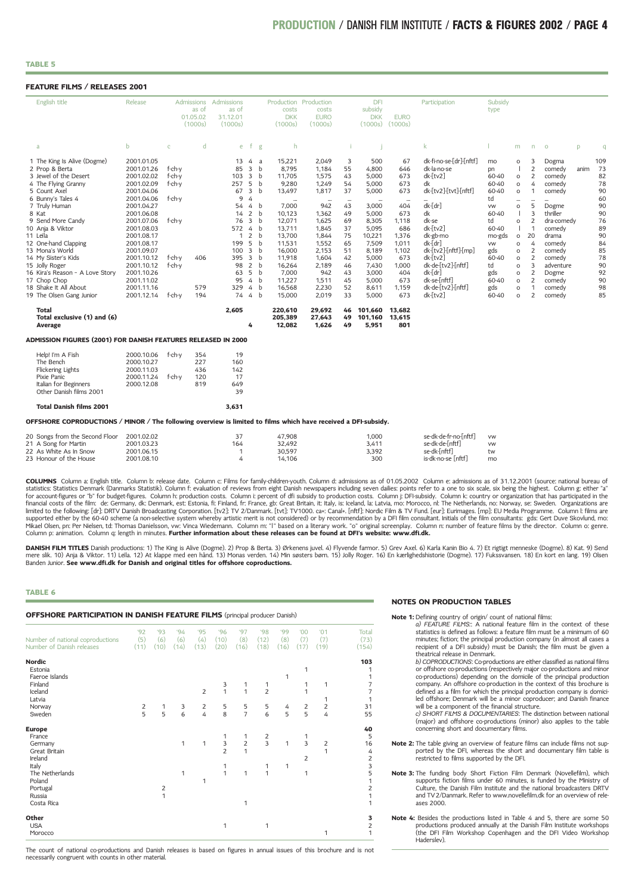## TABLE 5

### FEATURE FILMS / RELEASES 2001

| English title | Release | | Admissions as of 01.05.02 (1000s) | Admissions as of 31.12.01 (1000s) | | | Production costs DKK (1000s) | Production costs EURO (1000s) | | DFI subsidy DKK (1000s) | EURO (1000s) | Participation | Subsidy type | | | | | |
|---|---|---|---|---|---|---|---|---|---|---|---|---|---|---|---|---|---|---|
| a | b | c | d | e | f | g | h | | i | j | | k | l | m | n | o | p | q |
| 1 The King Is Alive (Dogme) | 2001.01.05 | | | 13 | 4 | a | 15,221 | 2,049 | 3 | 500 | 67 | dk-fi-no-se-[dr]-[nftf] | mo | o | 3 | Dogma | | 109 |
| 2 Prop & Berta | 2001.01.26 | f-ch-y | | 85 | 3 | b | 8,795 | 1,184 | 55 | 4,800 | 646 | dk-la-no-se | pn | l | 2 | comedy | anim | 73 |
| 3 Jewel of the Desert | 2001.02.02 | f-ch-y | | 103 | 3 | b | 11,705 | 1,575 | 43 | 5,000 | 673 | dk-[tv2] | 60-40 | o | 2 | comedy | | 82 |
| 4 The Flying Granny | 2001.02.09 | f-ch-y | | 257 | 5 | b | 9,280 | 1,249 | 54 | 5,000 | 673 | dk | 60-40 | o | 4 | comedy | | 78 |
| 5 Count Axel | 2001.04.06 | | | 67 | 3 | b | 13,497 | 1,817 | 37 | 5,000 | 673 | dk-[tv2]-[tvt]-[nftf] | 60-40 | o | 1 | comedy | | 90 |
| 6 Bunny's Tales 4 | 2001.04.06 | f-ch-y | | 9 | 4 | | ... | ... | ... | ... | ... | ... | td | ... | ... | ... | | 60 |
| 7 Truly Human | 2001.04.27 | | | 54 | 4 | b | 7,000 | 942 | 43 | 3,000 | 404 | dk-[dr] | vw | o | 5 | Dogme | | 90 |
| 8 Kat | 2001.06.08 | | | 14 | 2 | b | 10,123 | 1,362 | 49 | 5,000 | 673 | dk | 60-40 | l | 3 | thriller | | 90 |
| 9 Send More Candy | 2001.07.06 | f-ch-y | | 76 | 3 | b | 12,071 | 1,625 | 69 | 8,305 | 1,118 | dk-se | td | o | 2 | dra-comedy | | 76 |
| 10 Anja & Viktor | 2001.08.03 | | | 572 | 4 | b | 13,711 | 1,845 | 37 | 5,095 | 686 | dk-[tv2] | 60-40 | l | 1 | comedy | | 89 |
| 11 Leila | 2001.08.17 | | | 1 | 2 | b | 13,700 | 1,844 | 75 | 10,221 | 1,376 | dk-gb-mo | mo-gds | o | 20 | drama | | 90 |
| 12 One-hand Clapping | 2001.08.17 | | | 199 | 5 | b | 11,531 | 1,552 | 65 | 7,509 | 1,011 | dk-[dr] | vw | o | 4 | comedy | | 84 |
| 13 Mona's World | 2001.09.07 | | | 100 | 3 | b | 16,000 | 2,153 | 51 | 8,189 | 1,102 | dk-[tv2]-[nftf]-[mp] | gds | o | 2 | comedy | | 85 |
| 14 My Sister's Kids | 2001.10.12 | f-ch-y | 406 | 395 | 3 | b | 11,918 | 1,604 | 42 | 5,000 | 673 | dk-[tv2] | 60-40 | o | 2 | comedy | | 78 |
| 15 Jolly Roger | 2001.10.12 | f-ch-y | | 98 | 2 | b | 16,264 | 2,189 | 46 | 7,430 | 1,000 | dk-de-[tv2]-[nftf] | td | o | 3 | adventure | | 90 |
| 16 Kira's Reason – A Love Story | 2001.10.26 | | | 63 | 5 | b | 7,000 | 942 | 43 | 3,000 | 404 | dk-[dr] | gds | o | 2 | Dogme | | 92 |
| 17 Chop Chop | 2001.11.02 | | | 95 | 4 | b | 11,227 | 1,511 | 45 | 5,000 | 673 | dk-se-[nftf] | 60-40 | o | 2 | comedy | | 90 |
| 18 Shake It All About | 2001.11.16 | | 579 | 329 | 4 | b | 16,568 | 2,230 | 52 | 8,611 | 1,159 | dk-de-[tv2]-[nftf] | gds | o | 1 | comedy | | 98 |
| 19 The Olsen Gang Junior | 2001.12.14 | f-ch-y | 194 | 74 | 4 | b | 15,000 | 2,019 | 33 | 5,000 | 673 | dk-[tv2] | 60-40 | o | 2 | comedy | | 85 |
| **Total** | | | | **2,605** | | | **220,610** | **29,692** | **46** | **101,660** | **13,682** | | | | | | | |
| **Total exclusive (1) and (6)** | | | | | | | **205,389** | **27,643** | **49** | **101,160** | **13,615** | | | | | | | |
| **Average** | | | | | **4** | | **12,082** | **1,626** | **49** | **5,951** | **801** | | | | | | | |

#### ADMISSION FIGURES (2001) FOR DANISH FEATURES RELEASED IN 2000

| Title | Release | | Admissions as of 01.05.02 (1000s) | Admissions as of 31.12.01 (1000s) |
|---|---|---|---|---|
| Help! I'm A Fish | 2000.10.06 | f-ch-y | 354 | 19 |
| The Bench | 2000.10.27 | | 227 | 160 |
| Flickering Lights | 2000.11.03 | | 436 | 142 |
| Pixie Panic | 2000.11.24 | f-ch-y | 120 | 17 |
| Italian for Beginners | 2000.12.08 | | 819 | 649 |
| Other Danish films 2001 | | | | 39 |
| **Total Danish films 2001** | | | | **3,631** |

#### OFFSHORE COPRODUCTIONS / MINOR / The following overview is limited to films which have received a DFI-subsidy.

| Title | Release | Admissions as of 31.12.01 (1000s) | Production costs DKK (1000s) | DFI subsidy DKK (1000s) | Participation | Subsidy type |
|---|---|---|---|---|---|---|
| 20 Songs from the Second Floor | 2001.02.02 | 37 | 47,908 | 1,000 | se-dk-de-fr-no-[nftf] | vw |
| 21 A Song for Martin | 2001.03.23 | 164 | 32,492 | 3,411 | se-dk-de-[nftf] | vw |
| 22 As White As In Snow | 2001.06.15 | 1 | 30,597 | 3,392 | se-dk-[nftf] | tw |
| 23 Honour of the House | 2001.08.10 | 4 | 14,106 | 300 | is-dk-no-se [nftf] | mo |

**COLUMNS** Column a: English title. Column b: release date. Column c: Films for family-children-youth. Column d: admissions as of 01.05.2002 Column e: admissions as of 31.12.2001 (source: national bureau of statistics: Statistics Denmark (Danmarks Statistik). Column f: evaluation of reviews from eight Danish newspapers including seven dailies: points refer to a one to six scale, six being the highest. Column g: either "a" for account-figures or "b" for budget-figures. Column h: production costs. Column i: percent of dfi subsidy to production costs. Column j: DFI-subsidy. Column k: country or organization that has participated in the financial costs of the film: de: Germany, dk: Denmark, est: Estonia, fi: Finland, fr: France, gb: Great Britain, it: Italy, is: Iceland, la: Latvia, mo: Morocco, nl: The Netherlands, no: Norway, se: Sweden. Organizations are limited to the following: [dr]: DRTV Danish Broadcasting Corporation. [tv2]: TV 2/Danmark. [tvt]: TV1000. ca+: Canal+. [nftf]: Nordic Film & TV Fund. [eur]: Eurimages. [mp]: EU Media Programme. Column l: films are supported either by the 60-40 scheme (a non-selective system whereby artistic merit is not considered) or by recommendation by a DFI film consultant. Initials of the film consultants: gds: Gert Duve Skovlund, mo: Mikael Olsen, pn: Per Nielsen, td: Thomas Danielsson, vw: Vinca Wiedemann. Column m: "l" based on a literary work. "o" original screenplay. Column n: number of feature films by the director. Column o: genre. Column p: animation. Column q: length in minutes. **Further information about these releases can be found at DFI's website: www.dfi.dk.**

**DANISH FILM TITLES** Danish productions: 1) The King is Alive (Dogme). 2) Prop & Berta. 3) Ørkenens juvel. 4) Flyvende farmor. 5) Grev Axel. 6) Karla Kanin Bio 4. 7) Et rigtigt menneske (Dogme). 8) Kat. 9) Send mere slik. 10) Anja & Viktor. 11) Leila. 12) At klappe med een hånd. 13) Monas verden. 14) Min søsters børn. 15) Jolly Roger. 16) En kærlighedshistorie (Dogme). 17) Fukssvansen. 18) En kort en lang. 19) Olsen Banden Junior. **See www.dfi.dk for Danish and original titles for offshore coproductions.**

## TABLE 6

### OFFSHORE PARTICIPATION IN DANISH FEATURE FILMS (principal producer Danish)

| Number of national coproductions / Number of Danish releases | '92 (5) (11) | '93 (6) (10) | '94 (6) (14) | '95 (4) (13) | '96 (10) (20) | '97 (8) (16) | '98 (12) (18) | '99 (8) (16) | '00 (7) (17) | '01 (7) (19) | Total (73) (154) |
|---|---|---|---|---|---|---|---|---|---|---|---|
| **Nordic** | | | | | | | | | | | **103** |
| Estonia | | | | | | | | | 1 | | 1 |
| Faeroe Islands | | | | | | | | 1 | | | 1 |
| Finland | | | | | 3 | 1 | 1 | | 1 | 1 | 7 |
| Iceland | | | | 2 | 1 | 1 | 2 | | 1 | | 7 |
| Latvia | | | | | | | | | | 1 | 1 |
| Norway | 2 | 1 | 3 | 2 | 5 | 5 | 5 | 4 | 2 | 2 | 31 |
| Sweden | 5 | 5 | 6 | 4 | 8 | 7 | 6 | 5 | 5 | 4 | 55 |
| **Europe** | | | | | | | | | | | **40** |
| France | | | | | 1 | 1 | 2 | | 1 | | 5 |
| Germany | | | 1 | 1 | 3 | 2 | 3 | 1 | 3 | 2 | 16 |
| Great Britain | | | | | 2 | 1 | | | | 1 | 4 |
| Ireland | | | | | | | | | 2 | | 2 |
| Italy | | | | | 1 | | 1 | 1 | | | 3 |
| The Netherlands | | | 1 | | 1 | 1 | 1 | | 1 | | 5 |
| Poland | | | | 1 | | | | | | | 1 |
| Portugal | | 2 | | | | | | | | | 2 |
| Russia | | 1 | | | | | | | | | 1 |
| Costa Rica | | | | | | 1 | | | | | 1 |
| **Other** | | | | | | | | | | | **3** |
| USA | | | | | 1 | | 1 | | | | 2 |
| Morocco | | | | | | | | | | 1 | 1 |

The count of national co-productions and Danish releases is based on figures in annual issues of this brochure and is not necessarily congruent with counts in other material.

### NOTES ON PRODUCTION TABLES

**Note 1:** Defining country of origin/ count of national films:

*a) FEATURE FILMS:*: A national feature film in the context of these statistics is defined as follows: a feature film must be a minimum of 60 minutes; fiction; the principal production company (in almost all cases a recipient of a DFI subsidy) must be Danish; the film must be given a theatrical release in Denmark.

*b) COPRODUCTIONS*: Co-productions are either classified as national films or offshore co-productions (respectively major co-productions and minor co-productions) depending on the domicile of the principal production company. An offshore co-production in the context of this brochure is defined as a film for which the principal production company is domiciled offshore; Denmark will be a minor coproducer; and Danish finance will be a component of the financial structure.

*c) SHORT FILMS & DOCUMENTARIES*: The distinction between national (major) and offshore co-productions (minor) also applies to the table concerning short and documentary films.

**Note 2:** The table giving an overview of feature films can include films not supported by the DFI, whereas the short and documentary film table is restricted to films supported by the DFI.

**Note 3:** The funding body Short Fiction Film Denmark (Novellefilm), which supports fiction films under 60 minutes, is funded by the Ministry of Culture, the Danish Film Institute and the national broadcasters DRTV and TV 2/Danmark. Refer to www.novellefilm.dk for an overview of releases 2000.

**Note 4:** Besides the productions listed in Table 4 and 5, there are some 50 productions produced annually at the Danish Film Institute workshops (the DFI Film Workshop Copenhagen and the DFI Video Workshop Haderslev).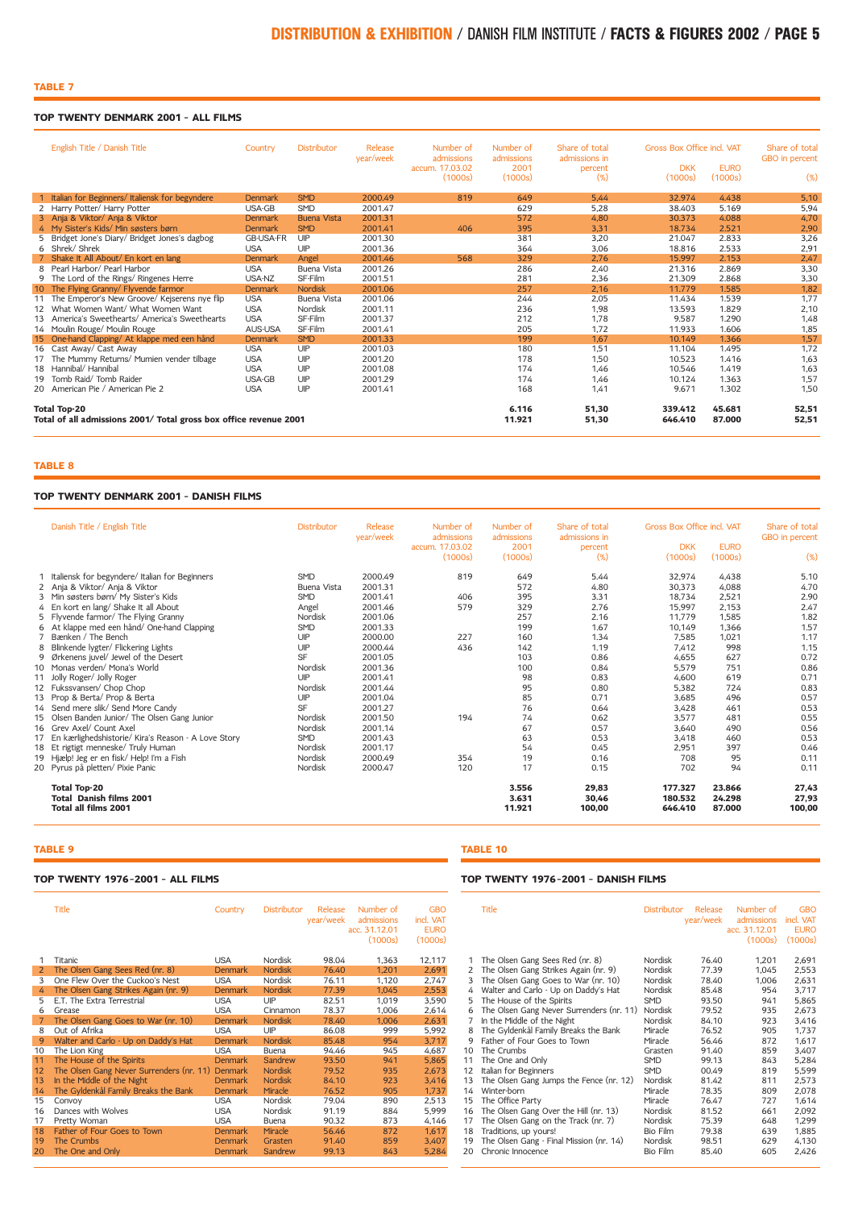## TABLE 7

### TOP TWENTY DENMARK 2001 - ALL FILMS

| | English Title / Danish Title | Country | Distributor | Release year/week | Number of admissions accum. 17.03.02 (1000s) | Number of admissions 2001 (1000s) | Share of total admissions in percent (%) | Gross Box Office incl. VAT DKK (1000s) | Gross Box Office incl. VAT EURO (1000s) | Share of total GBO in percent (%) |
|---|---|---|---|---|---|---|---|---|---|---|
| 1 | Italian for Beginners/ Italiensk for begyndere | Denmark | SMD | 2000.49 | 819 | 649 | 5,44 | 32.974 | 4.438 | 5,10 |
| 2 | Harry Potter/ Harry Potter | USA-GB | SMD | 2001.47 | | 629 | 5,28 | 38.403 | 5.169 | 5,94 |
| 3 | Anja & Viktor/ Anja & Viktor | Denmark | Buena Vista | 2001.31 | | 572 | 4,80 | 30.373 | 4.088 | 4,70 |
| 4 | My Sister's Kids/ Min søsters børn | Denmark | SMD | 2001.41 | 406 | 395 | 3,31 | 18.734 | 2.521 | 2,90 |
| 5 | Bridget Jone's Diary/ Bridget Jones's dagbog | GB-USA-FR | UIP | 2001.30 | | 381 | 3,20 | 21.047 | 2.833 | 3,26 |
| 6 | Shrek/ Shrek | USA | UIP | 2001.36 | | 364 | 3,06 | 18.816 | 2.533 | 2,91 |
| 7 | Shake It All About/ En kort en lang | Denmark | Angel | 2001.46 | 568 | 329 | 2,76 | 15.997 | 2.153 | 2,47 |
| 8 | Pearl Harbor/ Pearl Harbor | USA | Buena Vista | 2001.26 | | 286 | 2,40 | 21.316 | 2.869 | 3,30 |
| 9 | The Lord of the Rings/ Ringenes Herre | USA-NZ | SF-Film | 2001.51 | | 281 | 2,36 | 21.309 | 2.868 | 3,30 |
| 10 | The Flying Granny/ Flyvende farmor | Denmark | Nordisk | 2001.06 | | 257 | 2,16 | 11.779 | 1.585 | 1,82 |
| 11 | The Emperor's New Groove/ Kejserens nye flip | USA | Buena Vista | 2001.06 | | 244 | 2,05 | 11.434 | 1.539 | 1,77 |
| 12 | What Women Want/ What Women Want | USA | Nordisk | 2001.11 | | 236 | 1,98 | 13.593 | 1.829 | 2,10 |
| 13 | America's Sweethearts/ America's Sweethearts | USA | SF-Film | 2001.37 | | 212 | 1,78 | 9.587 | 1.290 | 1,48 |
| 14 | Moulin Rouge/ Moulin Rouge | AUS-USA | SF-Film | 2001.41 | | 205 | 1,72 | 11.933 | 1.606 | 1,85 |
| 15 | One-hand Clapping/ At klappe med een hånd | Denmark | SMD | 2001.33 | | 199 | 1,67 | 10.149 | 1.366 | 1,57 |
| 16 | Cast Away/ Cast Away | USA | UIP | 2001.03 | | 180 | 1,51 | 11.104 | 1.495 | 1,72 |
| 17 | The Mummy Returns/ Mumien vender tilbage | USA | UIP | 2001.20 | | 178 | 1,50 | 10.523 | 1.416 | 1,63 |
| 18 | Hannibal/ Hannibal | USA | UIP | 2001.08 | | 174 | 1,46 | 10.546 | 1.419 | 1,63 |
| 19 | Tomb Raid/ Tomb Raider | USA-GB | UIP | 2001.29 | | 174 | 1,46 | 10.124 | 1.363 | 1,57 |
| 20 | American Pie / American Pie 2 | USA | UIP | 2001.41 | | 168 | 1,41 | 9.671 | 1.302 | 1,50 |
| | **Total Top-20** | | | | | **6.116** | **51,30** | **339.412** | **45.681** | **52,51** |
| | **Total of all admissions 2001/ Total gross box office revenue 2001** | | | | | **11.921** | **51,30** | **646.410** | **87.000** | **52,51** |

## TABLE 8

### TOP TWENTY DENMARK 2001 - DANISH FILMS

| | Danish Title / English Title | Distributor | Release year/week | Number of admissions accum. 17.03.02 (1000s) | Number of admissions 2001 (1000s) | Share of total admissions in percent (%) | Gross Box Office incl. VAT DKK (1000s) | Gross Box Office incl. VAT EURO (1000s) | Share of total GBO in percent (%) |
|---|---|---|---|---|---|---|---|---|---|
| 1 | Italiensk for begyndere/ Italian for Beginners | SMD | 2000.49 | 819 | 649 | 5.44 | 32,974 | 4,438 | 5.10 |
| 2 | Anja & Viktor/ Anja & Viktor | Buena Vista | 2001.31 | | 572 | 4.80 | 30,373 | 4,088 | 4.70 |
| 3 | Min søsters børn/ My Sister's Kids | SMD | 2001.41 | 406 | 395 | 3.31 | 18,734 | 2,521 | 2.90 |
| 4 | En kort en lang/ Shake It all About | Angel | 2001.46 | 579 | 329 | 2.76 | 15,997 | 2,153 | 2.47 |
| 5 | Flyvende farmor/ The Flying Granny | Nordisk | 2001.06 | | 257 | 2.16 | 11,779 | 1,585 | 1.82 |
| 6 | At klappe med een hånd/ One-hand Clapping | SMD | 2001.33 | | 199 | 1.67 | 10,149 | 1,366 | 1.57 |
| 7 | Bænken / The Bench | UIP | 2000.00 | 227 | 160 | 1.34 | 7,585 | 1,021 | 1.17 |
| 8 | Blinkende lygter/ Flickering Lights | UIP | 2000.44 | 436 | 142 | 1.19 | 7,412 | 998 | 1.15 |
| 9 | Ørkenens juvel/ Jewel of the Desert | SF | 2001.05 | | 103 | 0.86 | 4,655 | 627 | 0.72 |
| 10 | Monas verden/ Mona's World | Nordisk | 2001.36 | | 100 | 0.84 | 5,579 | 751 | 0.86 |
| 11 | Jolly Roger/ Jolly Roger | UIP | 2001.41 | | 98 | 0.83 | 4,600 | 619 | 0.71 |
| 12 | Fukssvansen/ Chop Chop | Nordisk | 2001.44 | | 95 | 0.80 | 5,382 | 724 | 0.83 |
| 13 | Prop & Berta/ Prop & Berta | UIP | 2001.04 | | 85 | 0.71 | 3,685 | 496 | 0.57 |
| 14 | Send mere slik/ Send More Candy | SF | 2001.27 | | 76 | 0.64 | 3,428 | 461 | 0.53 |
| 15 | Olsen Banden Junior/ The Olsen Gang Junior | Nordisk | 2001.50 | 194 | 74 | 0.62 | 3,577 | 481 | 0.55 |
| 16 | Grev Axel/ Count Axel | Nordisk | 2001.14 | | 67 | 0.57 | 3,640 | 490 | 0.56 |
| 17 | En kærlighedshistorie/ Kira's Reason - A Love Story | SMD | 2001.43 | | 63 | 0.53 | 3,418 | 460 | 0.53 |
| 18 | Et rigtigt menneske/ Truly Human | Nordisk | 2001.17 | | 54 | 0.45 | 2,951 | 397 | 0.46 |
| 19 | Hjælp! Jeg er en fisk/ Help! I'm a Fish | Nordisk | 2000.49 | 354 | 19 | 0.16 | 708 | 95 | 0.11 |
| 20 | Pyrus på pletten/ Pixie Panic | Nordisk | 2000.47 | 120 | 17 | 0.15 | 702 | 94 | 0.11 |
| | **Total Top-20** | | | | **3.556** | **29,83** | **177.327** | **23.866** | **27,43** |
| | **Total Danish films 2001** | | | | **3.631** | **30,46** | **180.532** | **24.298** | **27,93** |
| | **Total all films 2001** | | | | **11.921** | **100,00** | **646.410** | **87.000** | **100,00** |

## TABLE 9

### TOP TWENTY 1976-2001 - ALL FILMS

| | Title | Country | Distributor | Release year/week | Number of admissions acc. 31.12.01 (1000s) | GBO incl. VAT EURO (1000s) |
|---|---|---|---|---|---|---|
| 1 | Titanic | USA | Nordisk | 98.04 | 1,363 | 12,117 |
| 2 | The Olsen Gang Sees Red (nr. 8) | Denmark | Nordisk | 76.40 | 1,201 | 2,691 |
| 3 | One Flew Over the Cuckoo's Nest | USA | Nordisk | 76.11 | 1,120 | 2,747 |
| 4 | The Olsen Gang Strikes Again (nr. 9) | Denmark | Nordisk | 77.39 | 1,045 | 2,553 |
| 5 | E.T. The Extra Terrestrial | USA | UIP | 82.51 | 1,019 | 3,590 |
| 6 | Grease | USA | Cinnamon | 78.37 | 1,006 | 2,614 |
| 7 | The Olsen Gang Goes to War (nr. 10) | Denmark | Nordisk | 78.40 | 1,006 | 2,631 |
| 8 | Out of Afrika | USA | UIP | 86.08 | 999 | 5,992 |
| 9 | Walter and Carlo - Up on Daddy's Hat | Denmark | Nordisk | 85.48 | 954 | 3,717 |
| 10 | The Lion King | USA | Buena | 94.46 | 945 | 4,687 |
| 11 | The House of the Spirits | Denmark | Sandrew | 93.50 | 941 | 5,865 |
| 12 | The Olsen Gang Never Surrenders (nr. 11) | Denmark | Nordisk | 79.52 | 935 | 2,673 |
| 13 | In the Middle of the Night | Denmark | Nordisk | 84.10 | 923 | 3,416 |
| 14 | The Gyldenkål Family Breaks the Bank | Denmark | Miracle | 76.52 | 905 | 1,737 |
| 15 | Convoy | USA | Nordisk | 79.04 | 890 | 2,513 |
| 16 | Dances with Wolves | USA | Nordisk | 91.19 | 884 | 5,999 |
| 17 | Pretty Woman | USA | Buena | 90.32 | 873 | 4,146 |
| 18 | Father of Four Goes to Town | Denmark | Miracle | 56.46 | 872 | 1,617 |
| 19 | The Crumbs | Denmark | Grasten | 91.40 | 859 | 3,407 |
| 20 | The One and Only | Denmark | Sandrew | 99.13 | 843 | 5,284 |

## TABLE 10

### TOP TWENTY 1976-2001 - DANISH FILMS

| | Title | Distributor | Release year/week | Number of admissions acc. 31.12.01 (1000s) | GBO incl. VAT EURO (1000s) |
|---|---|---|---|---|---|
| 1 | The Olsen Gang Sees Red (nr. 8) | Nordisk | 76.40 | 1,201 | 2,691 |
| 2 | The Olsen Gang Strikes Again (nr. 9) | Nordisk | 77.39 | 1,045 | 2,553 |
| 3 | The Olsen Gang Goes to War (nr. 10) | Nordisk | 78.40 | 1,006 | 2,631 |
| 4 | Walter and Carlo - Up on Daddy's Hat | Nordisk | 85.48 | 954 | 3,717 |
| 5 | The House of the Spirits | SMD | 93.50 | 941 | 5,865 |
| 6 | The Olsen Gang Never Surrenders (nr. 11) | Nordisk | 79.52 | 935 | 2,673 |
| 7 | In the Middle of the Night | Nordisk | 84.10 | 923 | 3,416 |
| 8 | The Gyldenkål Family Breaks the Bank | Miracle | 76.52 | 905 | 1,737 |
| 9 | Father of Four Goes to Town | Miracle | 56.46 | 872 | 1,617 |
| 10 | The Crumbs | Grasten | 91.40 | 859 | 3,407 |
| 11 | The One and Only | SMD | 99.13 | 843 | 5,284 |
| 12 | Italian for Beginners | SMD | 00.49 | 819 | 5,599 |
| 13 | The Olsen Gang Jumps the Fence (nr. 12) | Nordisk | 81.42 | 811 | 2,573 |
| 14 | Winter-born | Miracle | 78.35 | 809 | 2,078 |
| 15 | The Office Party | Miracle | 76.47 | 727 | 1,614 |
| 16 | The Olsen Gang Over the Hill (nr. 13) | Nordisk | 81.52 | 661 | 2,092 |
| 17 | The Olsen Gang on the Track (nr. 7) | Nordisk | 75.39 | 648 | 1,299 |
| 18 | Traditions, up yours! | Bio Film | 79.38 | 639 | 1,885 |
| 19 | The Olsen Gang - Final Mission (nr. 14) | Nordisk | 98.51 | 629 | 4,130 |
| 20 | Chronic Innocence | Bio Film | 85.40 | 605 | 2,426 |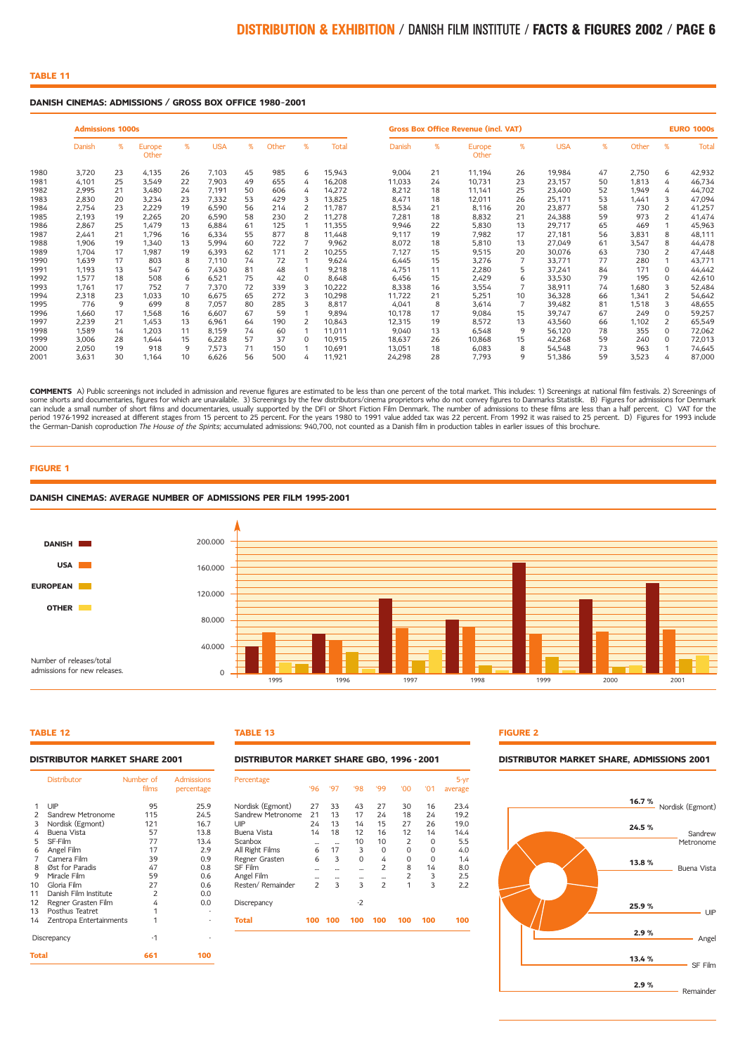## TABLE 11

### DANISH CINEMAS: ADMISSIONS / GROSS BOX OFFICE 1980-2001

| | Admissions 1000s | | | | | | | | | Gross Box Office Revenue (incl. VAT) | | | | | | | | EURO 1000s |
|---|---|---|---|---|---|---|---|---|---|---|---|---|---|---|---|---|---|---|
| | Danish | % | Europe Other | % | USA | % | Other | % | Total | Danish | % | Europe Other | % | USA | % | Other | % | Total |
| 1980 | 3,720 | 23 | 4,135 | 26 | 7,103 | 45 | 985 | 6 | 15,943 | 9,004 | 21 | 11,194 | 26 | 19,984 | 47 | 2,750 | 6 | 42,932 |
| 1981 | 4,101 | 25 | 3,549 | 22 | 7,903 | 49 | 655 | 4 | 16,208 | 11,033 | 24 | 10,731 | 23 | 23,157 | 50 | 1,813 | 4 | 46,734 |
| 1982 | 2,995 | 21 | 3,480 | 24 | 7,191 | 50 | 606 | 4 | 14,272 | 8,212 | 18 | 11,141 | 25 | 23,400 | 52 | 1,949 | 4 | 44,702 |
| 1983 | 2,830 | 20 | 3,234 | 23 | 7,332 | 53 | 429 | 3 | 13,825 | 8,471 | 18 | 12,011 | 26 | 25,171 | 53 | 1,441 | 3 | 47,094 |
| 1984 | 2,754 | 23 | 2,229 | 19 | 6,590 | 56 | 214 | 2 | 11,787 | 8,534 | 21 | 8,116 | 20 | 23,877 | 58 | 730 | 2 | 41,257 |
| 1985 | 2,193 | 19 | 2,265 | 20 | 6,590 | 58 | 230 | 2 | 11,278 | 7,281 | 18 | 8,832 | 21 | 24,388 | 59 | 973 | 2 | 41,474 |
| 1986 | 2,867 | 25 | 1,479 | 13 | 6,884 | 61 | 125 | 1 | 11,355 | 9,946 | 22 | 5,830 | 13 | 29,717 | 65 | 469 | 1 | 45,963 |
| 1987 | 2,441 | 21 | 1,796 | 16 | 6,334 | 55 | 877 | 8 | 11,448 | 9,117 | 19 | 7,982 | 17 | 27,181 | 56 | 3,831 | 8 | 48,111 |
| 1988 | 1,906 | 19 | 1,340 | 13 | 5,994 | 60 | 722 | 7 | 9,962 | 8,072 | 18 | 5,810 | 13 | 27,049 | 61 | 3,547 | 8 | 44,478 |
| 1989 | 1,704 | 17 | 1,987 | 19 | 6,393 | 62 | 171 | 2 | 10,255 | 7,127 | 15 | 9,515 | 20 | 30,076 | 63 | 730 | 2 | 47,448 |
| 1990 | 1,639 | 17 | 803 | 8 | 7,110 | 74 | 72 | 1 | 9,624 | 6,445 | 15 | 3,276 | 7 | 33,771 | 77 | 280 | 1 | 43,771 |
| 1991 | 1,193 | 13 | 547 | 6 | 7,430 | 81 | 48 | 1 | 9,218 | 4,751 | 11 | 2,280 | 5 | 37,241 | 84 | 171 | 0 | 44,442 |
| 1992 | 1,577 | 18 | 508 | 6 | 6,521 | 75 | 42 | 0 | 8,648 | 6,456 | 15 | 2,429 | 6 | 33,530 | 79 | 195 | 0 | 42,610 |
| 1993 | 1,761 | 17 | 752 | 7 | 7,370 | 72 | 339 | 3 | 10,222 | 8,338 | 16 | 3,554 | 7 | 38,911 | 74 | 1,680 | 3 | 52,484 |
| 1994 | 2,318 | 23 | 1,033 | 10 | 6,675 | 65 | 272 | 3 | 10,298 | 11,722 | 21 | 5,251 | 10 | 36,328 | 66 | 1,341 | 2 | 54,642 |
| 1995 | 776 | 9 | 699 | 8 | 7,057 | 80 | 285 | 3 | 8,817 | 4,041 | 8 | 3,614 | 7 | 39,482 | 81 | 1,518 | 3 | 48,655 |
| 1996 | 1,660 | 17 | 1,568 | 16 | 6,607 | 67 | 59 | 1 | 9,894 | 10,178 | 17 | 9,084 | 15 | 39,747 | 67 | 249 | 0 | 59,257 |
| 1997 | 2,239 | 21 | 1,453 | 13 | 6,961 | 64 | 190 | 2 | 10,843 | 12,315 | 19 | 8,572 | 13 | 43,560 | 66 | 1,102 | 2 | 65,549 |
| 1998 | 1,589 | 14 | 1,203 | 11 | 8,159 | 74 | 60 | 1 | 11,011 | 9,040 | 13 | 6,548 | 9 | 56,120 | 78 | 355 | 0 | 72,062 |
| 1999 | 3,006 | 28 | 1,644 | 15 | 6,228 | 57 | 37 | 0 | 10,915 | 18,637 | 26 | 10,868 | 15 | 42,268 | 59 | 240 | 0 | 72,013 |
| 2000 | 2,050 | 19 | 918 | 9 | 7,573 | 71 | 150 | 1 | 10,691 | 13,051 | 18 | 6,083 | 8 | 54,548 | 73 | 963 | 1 | 74,645 |
| 2001 | 3,631 | 30 | 1,164 | 10 | 6,626 | 56 | 500 | 4 | 11,921 | 24,298 | 28 | 7,793 | 9 | 51,386 | 59 | 3,523 | 4 | 87,000 |

**COMMENTS** A) Public screenings not included in admission and revenue figures are estimated to be less than one percent of the total market. This includes: 1) Screenings at national film festivals. 2) Screenings of some shorts and documentaries, figures for which are unavailable. 3) Screenings by the few distributors/cinema proprietors who do not convey figures to Danmarks Statistik. B) Figures for admissions for Denmark can include a small number of short films and documentaries, usually supported by the DFI or Short Fiction Film Denmark. The number of admissions to these films are less than a half percent. C) VAT for the period 1976-1992 increased at different stages from 15 percent to 25 percent. For the years 1980 to 1991 value added tax was 22 percent. From 1992 it was raised to 25 percent. D) Figures for 1993 include the German-Danish coproduction *The House of the Spirits*; accumulated admissions: 940,700, not counted as a Danish film in production tables in earlier issues of this brochure.

## FIGURE 1

### DANISH CINEMAS: AVERAGE NUMBER OF ADMISSIONS PER FILM 1995-2001

Legend: DANISH, USA, EUROPEAN, OTHER

Number of releases/total admissions for new releases.

## TABLE 12

### DISTRIBUTOR MARKET SHARE 2001

| | Distributor | Number of films | Admissions percentage |
|---|---|---|---|
| 1 | UIP | 95 | 25.9 |
| 2 | Sandrew Metronome | 115 | 24.5 |
| 3 | Nordisk (Egmont) | 121 | 16.7 |
| 4 | Buena Vista | 57 | 13.8 |
| 5 | SF-Film | 77 | 13.4 |
| 6 | Angel Film | 17 | 2.9 |
| 7 | Camera Film | 39 | 0.9 |
| 8 | Øst for Paradis | 47 | 0.8 |
| 9 | Miracle Film | 59 | 0.6 |
| 10 | Gloria Film | 27 | 0.6 |
| 11 | Danish Film Institute | 2 | 0.0 |
| 12 | Regner Grasten Film | 4 | 0.0 |
| 13 | Posthus Teatret | 1 | - |
| 14 | Zentropa Entertainments | 1 | - |
| | Discrepancy | -1 | - |
| | **Total** | **661** | **100** |

## TABLE 13

### DISTRIBUTOR MARKET SHARE GBO, 1996 - 2001

| Percentage | '96 | '97 | '98 | '99 | '00 | '01 | 5-yr average |
|---|---|---|---|---|---|---|---|
| Nordisk (Egmont) | 27 | 33 | 43 | 27 | 30 | 16 | 23.4 |
| Sandrew Metronome | 21 | 13 | 17 | 24 | 18 | 24 | 19.2 |
| UIP | 24 | 13 | 14 | 15 | 27 | 26 | 19.0 |
| Buena Vista | 14 | 18 | 12 | 16 | 12 | 14 | 14.4 |
| Scanbox | ... | ... | 10 | 10 | 2 | 0 | 5.5 |
| All Right Films | 6 | 17 | 3 | 0 | 0 | 0 | 4.0 |
| Regner Grasten | 6 | 3 | 0 | 4 | 0 | 0 | 1.4 |
| SF Film | ... | ... | ... | 2 | 8 | 14 | 8.0 |
| Angel Film | ... | ... | ... | ... | 2 | 3 | 2.5 |
| Resten/ Remainder | 2 | 3 | 3 | 2 | 1 | 3 | 2.2 |
| Discrepancy | | | -2 | | | | |
| **Total** | **100** | **100** | **100** | **100** | **100** | **100** | **100** |

## FIGURE 2

### DISTRIBUTOR MARKET SHARE, ADMISSIONS 2001

- 16.7 % Nordisk (Egmont)
- 24.5 % Sandrew Metronome
- 13.8 % Buena Vista
- 25.9 % UIP
- 2.9 % Angel
- 13.4 % SF Film
- 2.9 % Remainder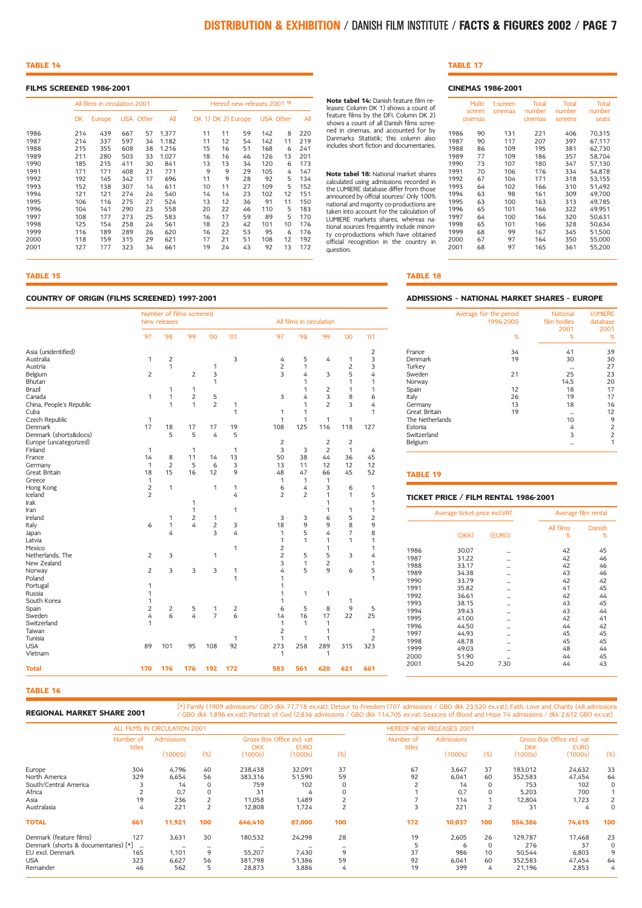## TABLE 14

### FILMS SCREENED 1986-2001

| | All films in circulation 2001 | | | | | Hereof new releases 2001 [1] | | | | | |
|---|---|---|---|---|---|---|---|---|---|---|---|
| | DK | Europe | USA | Other | All | DK 1) | DK 2) | Europe | USA | Other | All |
| 1986 | 214 | 439 | 667 | 57 | 1.377 | 11 | 11 | 59 | 142 | 8 | 220 |
| 1987 | 214 | 337 | 597 | 34 | 1.182 | 11 | 12 | 54 | 142 | 11 | 219 |
| 1988 | 215 | 355 | 608 | 38 | 1.216 | 15 | 16 | 51 | 168 | 6 | 241 |
| 1989 | 211 | 280 | 503 | 33 | 1.027 | 18 | 16 | 46 | 126 | 13 | 201 |
| 1990 | 185 | 215 | 411 | 30 | 841 | 13 | 13 | 34 | 120 | 6 | 173 |
| 1991 | 171 | 171 | 408 | 21 | 771 | 9 | 9 | 29 | 105 | 4 | 147 |
| 1992 | 192 | 145 | 342 | 17 | 696 | 11 | 9 | 28 | 92 | 5 | 134 |
| 1993 | 152 | 138 | 307 | 14 | 611 | 10 | 11 | 27 | 109 | 5 | 152 |
| 1994 | 121 | 121 | 274 | 24 | 540 | 14 | 14 | 23 | 102 | 12 | 151 |
| 1995 | 106 | 116 | 275 | 27 | 524 | 13 | 12 | 36 | 91 | 11 | 150 |
| 1996 | 104 | 141 | 290 | 23 | 558 | 20 | 22 | 46 | 110 | 5 | 183 |
| 1997 | 108 | 177 | 273 | 25 | 583 | 16 | 17 | 59 | 89 | 5 | 170 |
| 1998 | 125 | 154 | 258 | 24 | 561 | 18 | 23 | 42 | 101 | 10 | 176 |
| 1999 | 116 | 189 | 289 | 26 | 620 | 16 | 22 | 53 | 95 | 6 | 176 |
| 2000 | 118 | 159 | 315 | 29 | 621 | 17 | 21 | 51 | 108 | 12 | 192 |
| 2001 | 127 | 177 | 323 | 34 | 661 | 19 | 24 | 43 | 92 | 13 | 172 |

**Note tabel 14:** Danish feature film releases: Column DK 1) shows a count of feature films by the DFI. Column DK 2) shows a count of all Danish films screened in cinemas, and accounted for by Danmarks Statistik; this column also includes short fiction and documentaries.

**Note tabel 18:** National market shares calculated using admissions recorded in the LUMIERE database differ from those announced by offcial sources/ Only 100% national and majority co-productions are taken into account for the calculation of LUMIERE markets shares, whereas national sources frequently include minority co-productions which have obtained official recognition in the country in question.

## TABLE 17

### CINEMAS 1986-2001

| | Multi-screen cinemas | 1-screen cinemas | Total number cinemas | Total number screens | Total number seats |
|---|---|---|---|---|---|
| 1986 | 90 | 131 | 221 | 406 | 70,315 |
| 1987 | 90 | 117 | 207 | 397 | 67,117 |
| 1988 | 86 | 109 | 195 | 381 | 62,730 |
| 1989 | 77 | 109 | 186 | 357 | 58,704 |
| 1990 | 73 | 107 | 180 | 347 | 57,130 |
| 1991 | 70 | 106 | 176 | 334 | 54,878 |
| 1992 | 67 | 104 | 171 | 318 | 53,155 |
| 1993 | 64 | 102 | 166 | 310 | 51,492 |
| 1994 | 63 | 98 | 161 | 309 | 49,700 |
| 1995 | 63 | 100 | 163 | 313 | 49,785 |
| 1996 | 65 | 101 | 166 | 322 | 49,951 |
| 1997 | 64 | 100 | 164 | 320 | 50,631 |
| 1998 | 65 | 101 | 166 | 328 | 50,634 |
| 1999 | 68 | 99 | 167 | 345 | 51,500 |
| 2000 | 67 | 97 | 164 | 350 | 55,000 |
| 2001 | 68 | 97 | 165 | 361 | 55,200 |

## TABLE 15

### COUNTRY OF ORIGIN (FILMS SCREENED) 1997-2001

| | Number of films screened New releases | | | | | All films in circulation | | | | |
|---|---|---|---|---|---|---|---|---|---|---|
| | '97 | '98 | '99 | '00 | '01 | '97 | '98 | '99 | '00 | '01 |
| Asia (unidentified) | | | | | | | | | | 2 |
| Australia | 1 | 2 | | | 3 | 4 | 5 | 4 | 1 | 3 |
| Austria | | 1 | | 1 | | 2 | 1 | | 2 | 3 |
| Belgium | 2 | | 2 | 3 | | 3 | 4 | 3 | 5 | 4 |
| Bhutan | | | | 1 | | | 1 | | 1 | 1 |
| Brazil | | 1 | 1 | | | | 1 | 2 | 1 | 1 |
| Canada | 1 | 1 | 2 | 5 | | 3 | 4 | 3 | 8 | 6 |
| China, People's Republic | | 1 | 1 | 2 | 1 | | 1 | 2 | 3 | 4 |
| Cuba | | | | | 1 | 1 | 1 | | | 1 |
| Czech Republic | 1 | | | | | 1 | 1 | 1 | 1 | |
| Denmark | 17 | 18 | 17 | 17 | 19 | 108 | 125 | 116 | 118 | 127 |
| Denmark (shorts&docs) | | 5 | 5 | 4 | 5 | | | | | |
| Europe (uncategorized) | | | | | | 2 | | 2 | 2 | |
| Finland | 1 | | 1 | | 1 | 3 | 3 | 2 | 1 | 4 |
| France | 14 | 8 | 11 | 14 | 13 | 50 | 38 | 44 | 36 | 45 |
| Germany | 1 | 2 | 5 | 6 | 3 | 13 | 11 | 12 | 12 | 12 |
| Great Britain | 18 | 15 | 16 | 12 | 9 | 48 | 47 | 66 | 45 | 52 |
| Greece | 1 | | | | | 1 | 1 | 1 | | |
| Hong Kong | 2 | 1 | | 1 | 1 | 6 | 4 | 3 | 6 | 1 |
| Iceland | 2 | | | | 4 | 2 | 2 | 1 | 1 | 5 |
| Irak | | | 1 | | | | | 1 | | 1 |
| Iran | | | 1 | | 1 | | | 1 | 1 | 1 |
| Ireland | | 1 | 2 | 1 | | 3 | 3 | 6 | 5 | 2 |
| Italy | 6 | 1 | 4 | 2 | 3 | 18 | 9 | 9 | 8 | 9 |
| Japan | | 4 | | 3 | 4 | 1 | 5 | 4 | 7 | 8 |
| Latvia | | | | | | 1 | 1 | 1 | 1 | 1 |
| Mexico | | | | | 1 | 2 | | 1 | | 1 |
| Netherlands, The | 2 | 3 | | 1 | | 2 | 5 | 5 | 3 | 4 |
| New Zealand | | | | | | 3 | 1 | 2 | | 1 |
| Norway | 2 | 3 | 3 | 3 | 1 | 4 | 5 | 9 | 6 | 5 |
| Poland | | | | | 1 | 1 | | | | 1 |
| Portugal | 1 | | | | | 1 | | | | |
| Russia | 1 | | | | | 1 | 1 | 1 | | |
| South Korea | 1 | | | | | 1 | | | 1 | |
| Spain | 2 | 2 | 5 | 1 | 2 | 6 | 5 | 8 | 9 | 5 |
| Sweden | 4 | 6 | 4 | 7 | 6 | 14 | 16 | 17 | 22 | 25 |
| Switzerland | 1 | | | | | 1 | 1 | 1 | | |
| Taiwan | | | | | | 2 | | 1 | | 1 |
| Tunisia | | | | | 1 | 1 | 1 | 1 | | 2 |
| USA | 89 | 101 | 95 | 108 | 92 | 273 | 258 | 289 | 315 | 323 |
| Vietnam | | | | | | 1 | | 1 | | |
| **Total** | **170** | **176** | **176** | **192** | **172** | **583** | **561** | **620** | **621** | **661** |

## TABLE 18

### ADMISSIONS - NATIONAL MARKET SHARES - EUROPE

| | Average for the period 1996-2000 % | National film bodies 2001 % | LUMIERE database 2001 % |
|---|---|---|---|
| France | 34 | 41 | 39 |
| Denmark | 19 | 30 | 30 |
| Turkey | | ... | 27 |
| Sweden | 21 | 25 | 23 |
| Norway | | 14,5 | 20 |
| Spain | 12 | 18 | 17 |
| Italy | 26 | 19 | 17 |
| Germany | 13 | 18 | 16 |
| Great Britain | 19 | ... | 12 |
| The Netherlands | | 10 | 9 |
| Estonia | | 4 | 2 |
| Switzerland | | 3 | 2 |
| Belgium | | ... | 1 |

## TABLE 19

### TICKET PRICE / FILM RENTAL 1986-2001

| | Average ticket price incl.VAT | | Average film rental | |
|---|---|---|---|---|
| | (DKK) | (EURO) | All films % | Danish % |
| 1986 | 30.07 | ... | 42 | 45 |
| 1987 | 31.22 | ... | 42 | 46 |
| 1988 | 33.17 | ... | 42 | 46 |
| 1989 | 34.38 | ... | 43 | 46 |
| 1990 | 33.79 | ... | 42 | 42 |
| 1991 | 35.82 | ... | 41 | 45 |
| 1992 | 36.61 | ... | 42 | 44 |
| 1993 | 38.15 | ... | 43 | 45 |
| 1994 | 39.43 | ... | 43 | 44 |
| 1995 | 41.00 | ... | 42 | 41 |
| 1996 | 44.50 | ... | 44 | 42 |
| 1997 | 44.93 | ... | 45 | 45 |
| 1998 | 48.78 | ... | 45 | 45 |
| 1999 | 49.03 | ... | 48 | 44 |
| 2000 | 51.90 | ... | 44 | 45 |
| 2001 | 54.20 | 7.30 | 44 | 43 |

## TABLE 16

### REGIONAL MARKET SHARE 2001

[*] Family (1909 admissions/ GBO dkk 77,718 ex.vat); Detour to Freedom (707 admissions / GBO dkk 23,520 ex.vat); Faith, Love and Charity (48 admissions / GBO dkk 1,896 ex.vat); Portrait of God (2,836 admissions / GBO dkk 114,705 ex.vat; Seasons of Blood and Hope 74 admissions / dkk 2.612 GBO ex.vat)

| | ALL FILMS IN CIRCULATION 2001 | | | | | | HEREOF NEW RELEASES 2001 | | | | | |
|---|---|---|---|---|---|---|---|---|---|---|---|---|
| | Number of titles | Admissions (1000S) | (%) | Gross Box Office incl. vat DKK (1000s) | EURO (1000s) | (%) | Number of titles | Admissions (1000s) | (%) | Gross Box Office incl. vat DKK (1000s) | EURO (1000s) | (%) |
| Europe | 304 | 4,796 | 40 | 238,438 | 32,091 | 37 | 67 | 3,647 | 37 | 183,012 | 24,632 | 33 |
| North America | 329 | 6,654 | 56 | 383,316 | 51,590 | 59 | 92 | 6,041 | 60 | 352,583 | 47,454 | 64 |
| South/Central America | 3 | 14 | 0 | 759 | 102 | 0 | 2 | 14 | 0 | 753 | 102 | 0 |
| Africa | 2 | 0,7 | 0 | 31 | 4 | 0 | 1 | 0,7 | 0 | 5,203 | 700 | 1 |
| Asia | 19 | 236 | 2 | 11,058 | 1,489 | 2 | 7 | 114 | 1 | 12,804 | 1,723 | 2 |
| Australasia | 4 | 221 | 2 | 12,808 | 1,724 | 2 | 3 | 221 | 2 | 31 | 4 | 0 |
| **TOTAL** | **661** | **11,921** | **100** | **646,410** | **87,000** | **100** | **172** | **10,037** | **100** | **554,386** | **74,615** | **100** |
| Denmark (feature films) | 127 | 3,631 | 30 | 180,532 | 24,298 | 28 | 19 | 2,605 | 26 | 129,787 | 17,468 | 23 |
| Denmark (shorts & documentaries) [*] | ... | ... | ... | ... | ... | ... | 5 | 6 | 0 | 276 | 37 | 0 |
| EU excl. Denmark | 165 | 1,101 | 9 | 55,207 | 7,430 | 9 | 37 | 986 | 10 | 50,544 | 6,803 | 9 |
| USA | 323 | 6,627 | 56 | 381,798 | 51,386 | 59 | 92 | 6,041 | 60 | 352,583 | 47,454 | 64 |
| Remainder | 46 | 562 | 5 | 28,873 | 3,886 | 4 | 19 | 399 | 4 | 21,196 | 2,853 | 4 |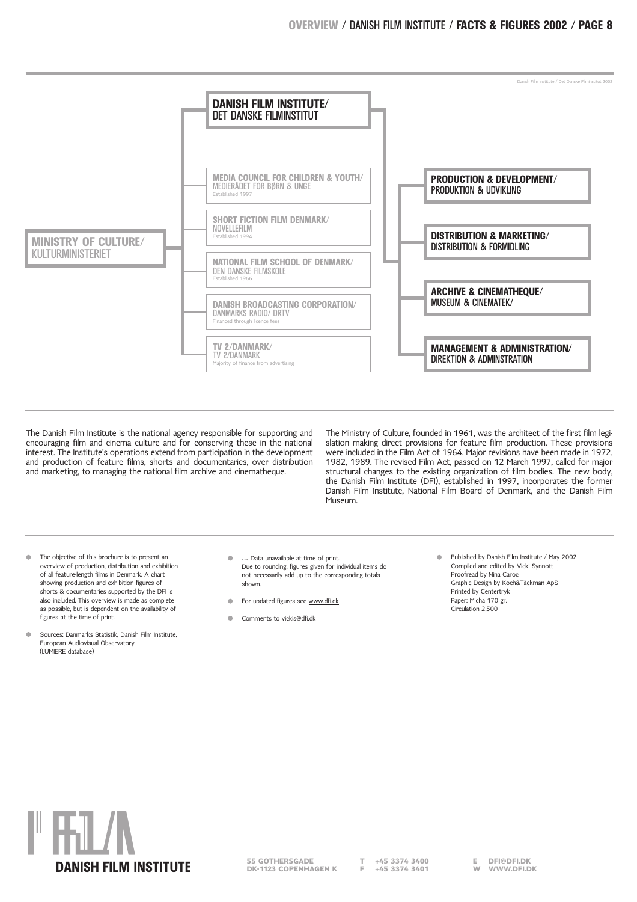Danish Film Institute / Det Danske Filminstitut 2002

**DANISH FILM INSTITUTE/**
DET DANSKE FILMINSTITUT

**MINISTRY OF CULTURE/**
KULTURMINISTERIET

**MEDIA COUNCIL FOR CHILDREN & YOUTH/**
MEDIERÅDET FOR BØRN & UNGE
Established 1997

**SHORT FICTION FILM DENMARK/**
NOVELLEFILM
Established 1994

**NATIONAL FILM SCHOOL OF DENMARK/**
DEN DANSKE FILMSKOLE
Established 1966

**DANISH BROADCASTING CORPORATION/**
DANMARKS RADIO/ DRTV
Financed through licence fees

**TV 2/DANMARK/**
TV 2/DANMARK
Majority of finance from advertising

**PRODUCTION & DEVELOPMENT/**
PRODUKTION & UDVIKLING

**DISTRIBUTION & MARKETING/**
DISTRIBUTION & FORMIDLING

**ARCHIVE & CINEMATHEQUE/**
MUSEUM & CINEMATEK/

**MANAGEMENT & ADMINISTRATION/**
DIREKTION & ADMINSTRATION

The Danish Film Institute is the national agency responsible for supporting and encouraging film and cinema culture and for conserving these in the national interest. The Institute's operations extend from participation in the development and production of feature films, shorts and documentaries, over distribution and marketing, to managing the national film archive and cinematheque.

The Ministry of Culture, founded in 1961, was the architect of the first film legislation making direct provisions for feature film production. These provisions were included in the Film Act of 1964. Major revisions have been made in 1972, 1982, 1989. The revised Film Act, passed on 12 March 1997, called for major structural changes to the existing organization of film bodies. The new body, the Danish Film Institute (DFI), established in 1997, incorporates the former Danish Film Institute, National Film Board of Denmark, and the Danish Film Museum.

- The objective of this brochure is to present an overview of production, distribution and exhibition of all feature-length films in Denmark. A chart showing production and exhibition figures of shorts & documentaries supported by the DFI is also included. This overview is made as complete as possible, but is dependent on the availability of figures at the time of print.
- Sources: Danmarks Statistik, Danish Film Institute, European Audiovisual Observatory (LUMIERE database)

- ... Data unavailable at time of print. Due to rounding, figures given for individual items do not necessarily add up to the corresponding totals shown.
- For updated figures see www.dfi.dk
- Comments to vickis@dfi.dk

- Published by Danish Film Institute / May 2002
  Compiled and edited by Vicki Synnott
  Proofread by Nina Caroc
  Graphic Design by Koch&Täckman ApS
  Printed by Centertryk
  Paper: Micha 170 gr.
  Circulation 2,500

**DANISH FILM INSTITUTE**

55 GOTHERSGADE
DK-1123 COPENHAGEN K

T +45 3374 3400
F +45 3374 3401

E DFI@DFI.DK
W WWW.DFI.DK